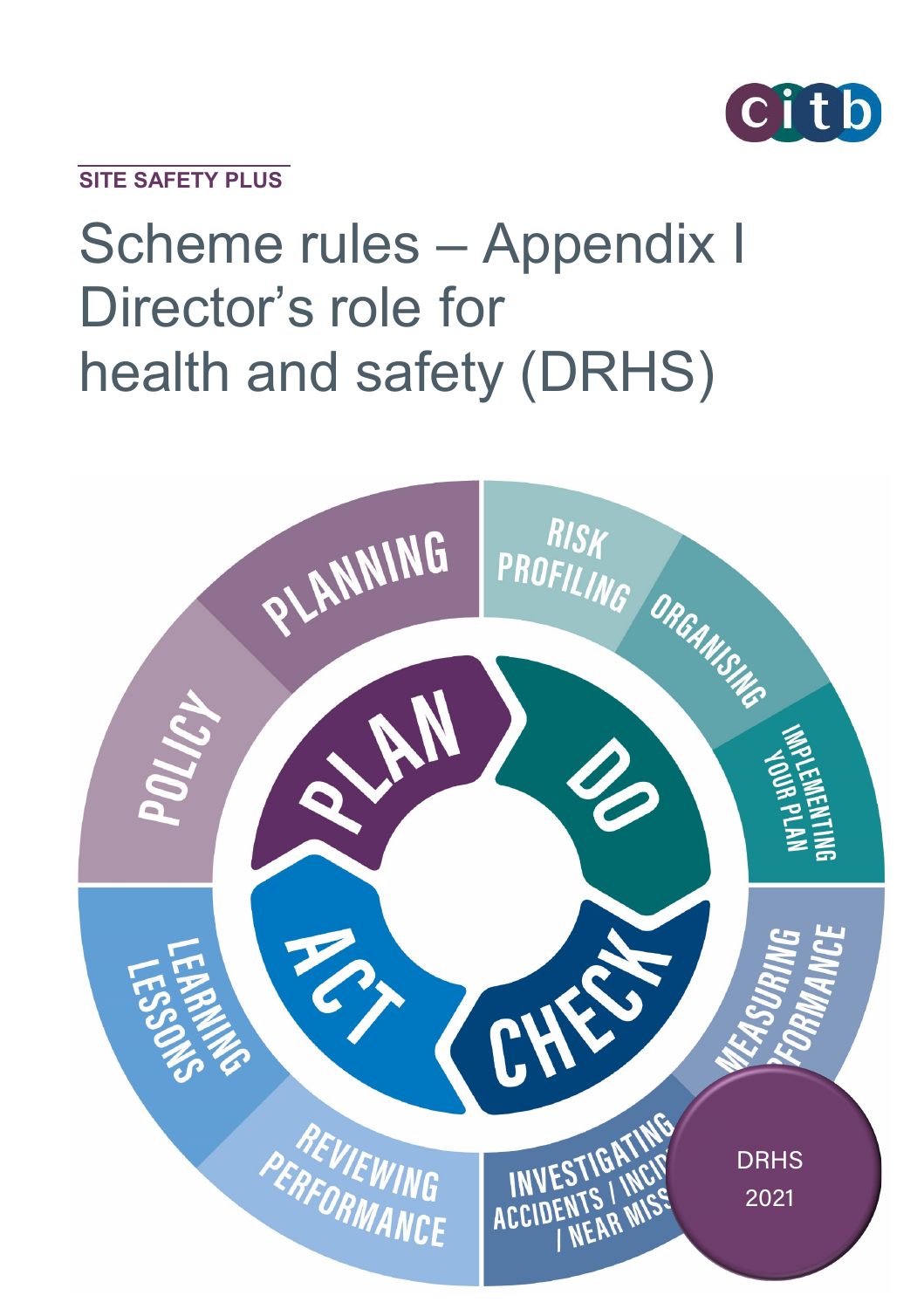SITE SAFETY PLUS

# Scheme rules – Appendix I Director's role for health and safety (DRHS)

PLAN
- POLICY
- PLANNING

DO
- RISK PROFILING
- ORGANISING
- IMPLEMENTING YOUR PLAN

CHECK
- MEASURING PERFORMANCE
- INVESTIGATING ACCIDENTS / INCIDENTS / NEAR MISSES

ACT
- REVIEWING PERFORMANCE
- LEARNING LESSONS

DRHS 2021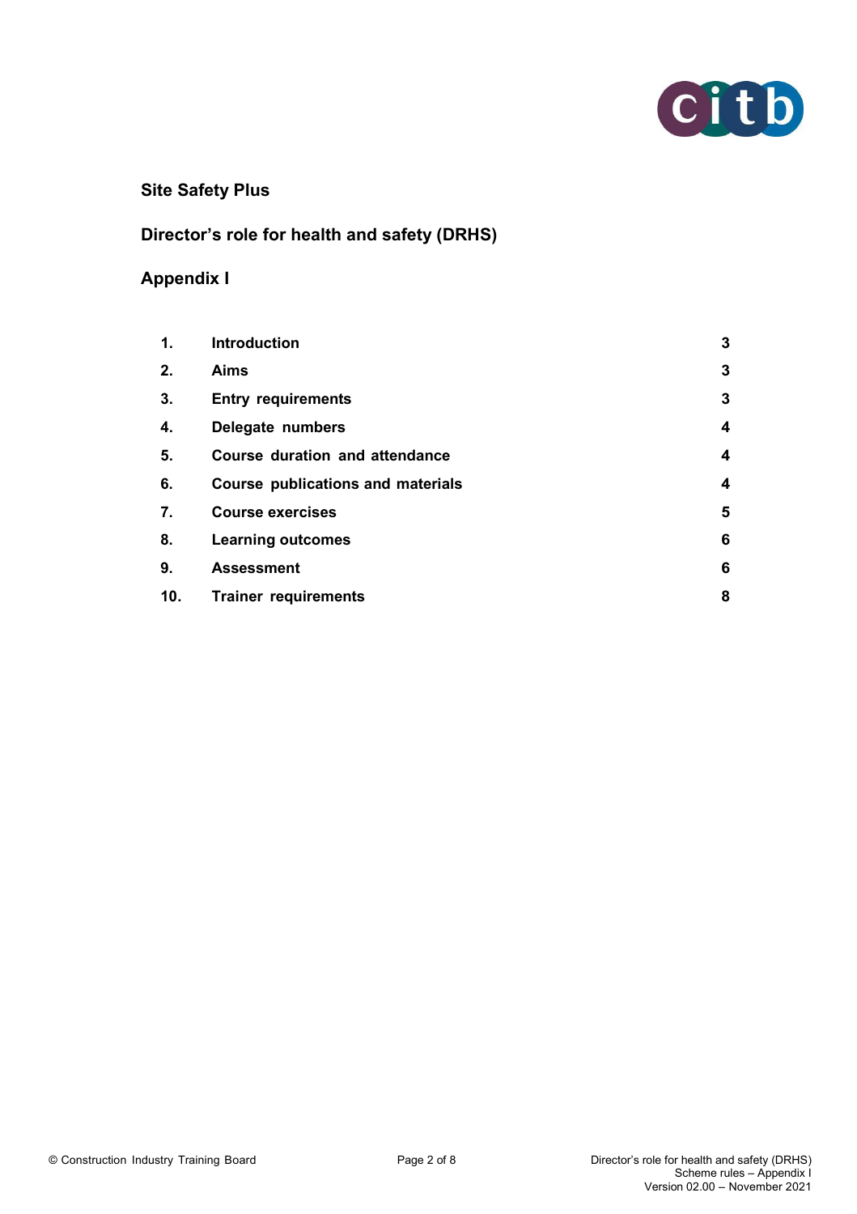**Site Safety Plus**

**Director's role for health and safety (DRHS)**

**Appendix I**

| | | |
|---|---|---|
| **1.** | **Introduction** | **3** |
| **2.** | **Aims** | **3** |
| **3.** | **Entry requirements** | **3** |
| **4.** | **Delegate numbers** | **4** |
| **5.** | **Course duration and attendance** | **4** |
| **6.** | **Course publications and materials** | **4** |
| **7.** | **Course exercises** | **5** |
| **8.** | **Learning outcomes** | **6** |
| **9.** | **Assessment** | **6** |
| **10.** | **Trainer requirements** | **8** |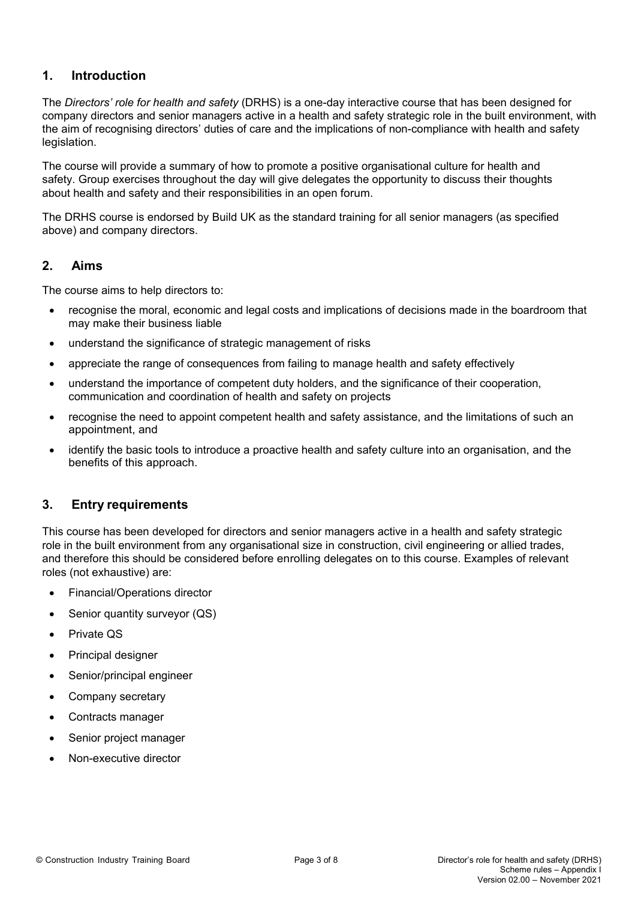## 1. Introduction

The *Directors' role for health and safety* (DRHS) is a one-day interactive course that has been designed for company directors and senior managers active in a health and safety strategic role in the built environment, with the aim of recognising directors' duties of care and the implications of non-compliance with health and safety legislation.

The course will provide a summary of how to promote a positive organisational culture for health and safety. Group exercises throughout the day will give delegates the opportunity to discuss their thoughts about health and safety and their responsibilities in an open forum.

The DRHS course is endorsed by Build UK as the standard training for all senior managers (as specified above) and company directors.

## 2. Aims

The course aims to help directors to:

- recognise the moral, economic and legal costs and implications of decisions made in the boardroom that may make their business liable
- understand the significance of strategic management of risks
- appreciate the range of consequences from failing to manage health and safety effectively
- understand the importance of competent duty holders, and the significance of their cooperation, communication and coordination of health and safety on projects
- recognise the need to appoint competent health and safety assistance, and the limitations of such an appointment, and
- identify the basic tools to introduce a proactive health and safety culture into an organisation, and the benefits of this approach.

## 3. Entry requirements

This course has been developed for directors and senior managers active in a health and safety strategic role in the built environment from any organisational size in construction, civil engineering or allied trades, and therefore this should be considered before enrolling delegates on to this course. Examples of relevant roles (not exhaustive) are:

- Financial/Operations director
- Senior quantity surveyor (QS)
- Private QS
- Principal designer
- Senior/principal engineer
- Company secretary
- Contracts manager
- Senior project manager
- Non-executive director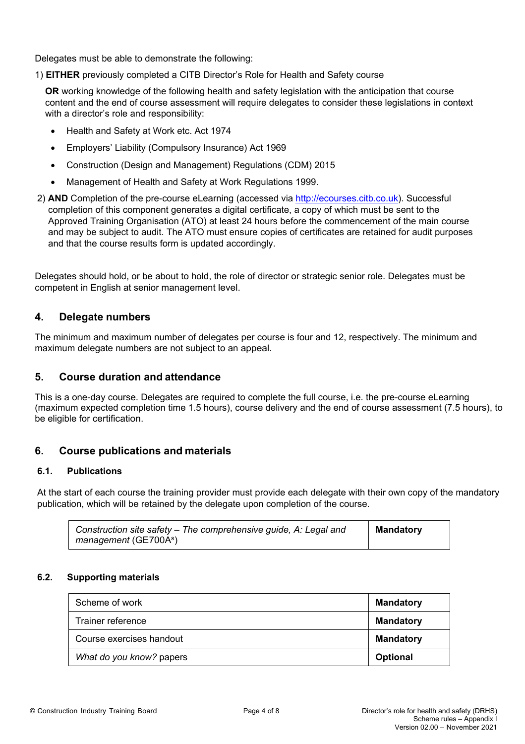Delegates must be able to demonstrate the following:

1) **EITHER** previously completed a CITB Director's Role for Health and Safety course

   **OR** working knowledge of the following health and safety legislation with the anticipation that course content and the end of course assessment will require delegates to consider these legislations in context with a director's role and responsibility:

   - Health and Safety at Work etc. Act 1974
   - Employers' Liability (Compulsory Insurance) Act 1969
   - Construction (Design and Management) Regulations (CDM) 2015
   - Management of Health and Safety at Work Regulations 1999.

2) **AND** Completion of the pre-course eLearning (accessed via http://ecourses.citb.co.uk). Successful completion of this component generates a digital certificate, a copy of which must be sent to the Approved Training Organisation (ATO) at least 24 hours before the commencement of the main course and may be subject to audit. The ATO must ensure copies of certificates are retained for audit purposes and that the course results form is updated accordingly.

Delegates should hold, or be about to hold, the role of director or strategic senior role. Delegates must be competent in English at senior management level.

## 4. Delegate numbers

The minimum and maximum number of delegates per course is four and 12, respectively. The minimum and maximum delegate numbers are not subject to an appeal.

## 5. Course duration and attendance

This is a one-day course. Delegates are required to complete the full course, i.e. the pre-course eLearning (maximum expected completion time 1.5 hours), course delivery and the end of course assessment (7.5 hours), to be eligible for certification.

## 6. Course publications and materials

### 6.1. Publications

At the start of each course the training provider must provide each delegate with their own copy of the mandatory publication, which will be retained by the delegate upon completion of the course.

| | |
|---|---|
| *Construction site safety – The comprehensive guide, A: Legal and management* (GE700A[s]) | **Mandatory** |

### 6.2. Supporting materials

| | |
|---|---|
| Scheme of work | **Mandatory** |
| Trainer reference | **Mandatory** |
| Course exercises handout | **Mandatory** |
| *What do you know?* papers | **Optional** |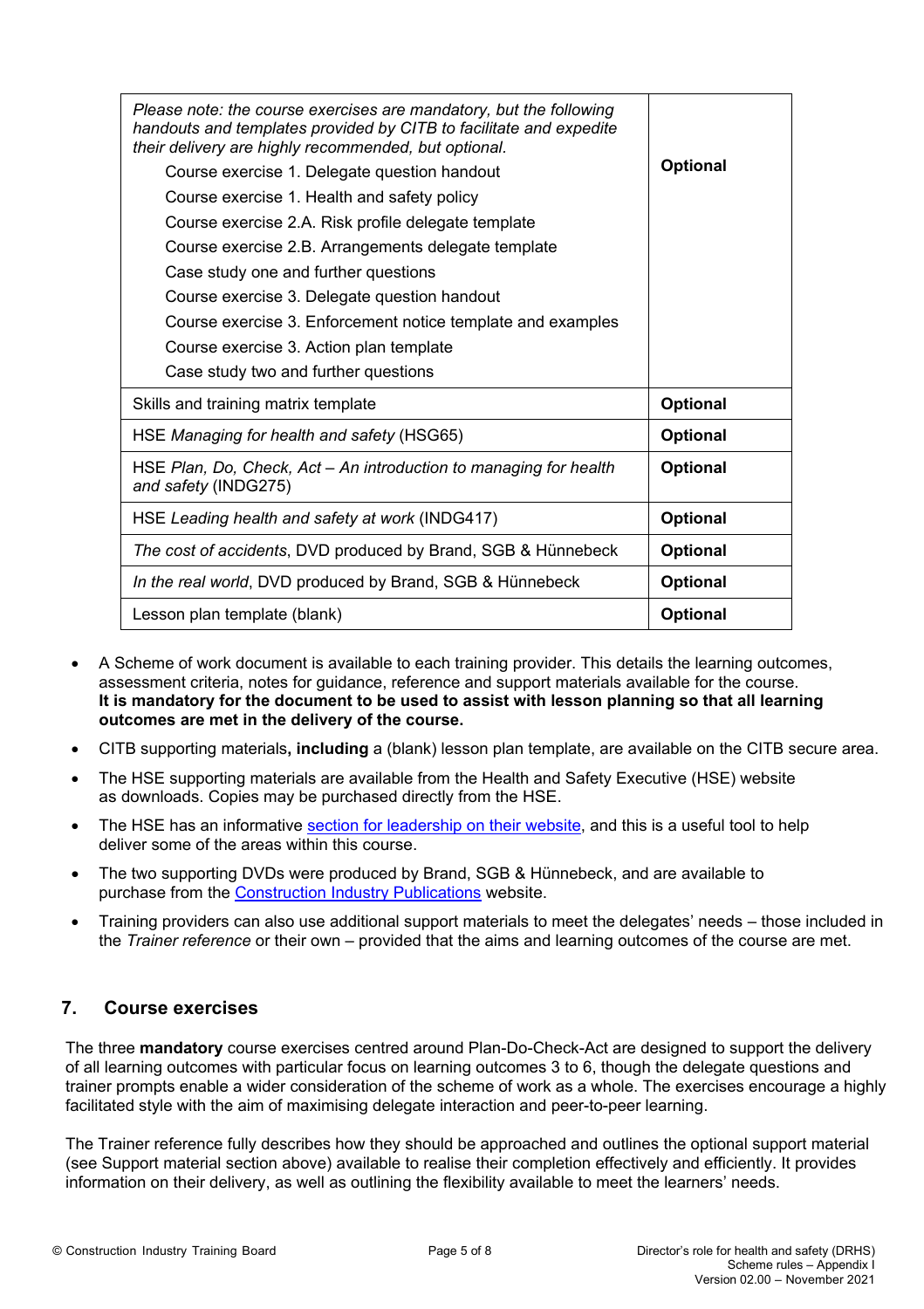| | |
|---|---|
| *Please note: the course exercises are mandatory, but the following handouts and templates provided by CITB to facilitate and expedite their delivery are highly recommended, but optional.*<br>Course exercise 1. Delegate question handout<br>Course exercise 1. Health and safety policy<br>Course exercise 2.A. Risk profile delegate template<br>Course exercise 2.B. Arrangements delegate template<br>Case study one and further questions<br>Course exercise 3. Delegate question handout<br>Course exercise 3. Enforcement notice template and examples<br>Course exercise 3. Action plan template<br>Case study two and further questions | **Optional** |
| Skills and training matrix template | **Optional** |
| HSE *Managing for health and safety* (HSG65) | **Optional** |
| HSE *Plan, Do, Check, Act – An introduction to managing for health and safety* (INDG275) | **Optional** |
| HSE *Leading health and safety at work* (INDG417) | **Optional** |
| *The cost of accidents*, DVD produced by Brand, SGB & Hünnebeck | **Optional** |
| *In the real world*, DVD produced by Brand, SGB & Hünnebeck | **Optional** |
| Lesson plan template (blank) | **Optional** |

- A Scheme of work document is available to each training provider. This details the learning outcomes, assessment criteria, notes for guidance, reference and support materials available for the course. **It is mandatory for the document to be used to assist with lesson planning so that all learning outcomes are met in the delivery of the course.**
- CITB supporting materials**, including** a (blank) lesson plan template, are available on the CITB secure area.
- The HSE supporting materials are available from the Health and Safety Executive (HSE) website as downloads. Copies may be purchased directly from the HSE.
- The HSE has an informative section for leadership on their website, and this is a useful tool to help deliver some of the areas within this course.
- The two supporting DVDs were produced by Brand, SGB & Hünnebeck, and are available to purchase from the Construction Industry Publications website.
- Training providers can also use additional support materials to meet the delegates' needs – those included in the *Trainer reference* or their own – provided that the aims and learning outcomes of the course are met.

## 7. Course exercises

The three **mandatory** course exercises centred around Plan-Do-Check-Act are designed to support the delivery of all learning outcomes with particular focus on learning outcomes 3 to 6, though the delegate questions and trainer prompts enable a wider consideration of the scheme of work as a whole. The exercises encourage a highly facilitated style with the aim of maximising delegate interaction and peer-to-peer learning.

The Trainer reference fully describes how they should be approached and outlines the optional support material (see Support material section above) available to realise their completion effectively and efficiently. It provides information on their delivery, as well as outlining the flexibility available to meet the learners' needs.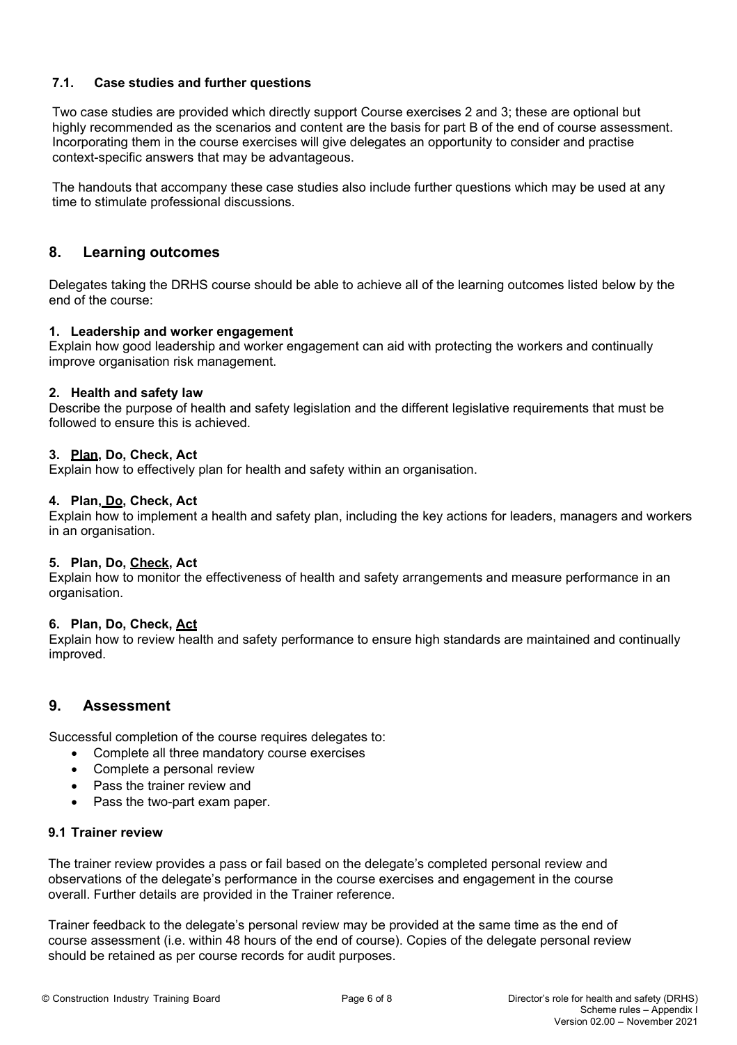### 7.1. Case studies and further questions

Two case studies are provided which directly support Course exercises 2 and 3; these are optional but highly recommended as the scenarios and content are the basis for part B of the end of course assessment. Incorporating them in the course exercises will give delegates an opportunity to consider and practise context-specific answers that may be advantageous.

The handouts that accompany these case studies also include further questions which may be used at any time to stimulate professional discussions.

## 8. Learning outcomes

Delegates taking the DRHS course should be able to achieve all of the learning outcomes listed below by the end of the course:

**1. Leadership and worker engagement**
Explain how good leadership and worker engagement can aid with protecting the workers and continually improve organisation risk management.

**2. Health and safety law**
Describe the purpose of health and safety legislation and the different legislative requirements that must be followed to ensure this is achieved.

**3. <u>Plan</u>, Do, Check, Act**
Explain how to effectively plan for health and safety within an organisation.

**4. Plan, <u>Do</u>, Check, Act**
Explain how to implement a health and safety plan, including the key actions for leaders, managers and workers in an organisation.

**5. Plan, Do, <u>Check</u>, Act**
Explain how to monitor the effectiveness of health and safety arrangements and measure performance in an organisation.

**6. Plan, Do, Check, <u>Act</u>**
Explain how to review health and safety performance to ensure high standards are maintained and continually improved.

## 9. Assessment

Successful completion of the course requires delegates to:

- Complete all three mandatory course exercises
- Complete a personal review
- Pass the trainer review and
- Pass the two-part exam paper.

### 9.1 Trainer review

The trainer review provides a pass or fail based on the delegate's completed personal review and observations of the delegate's performance in the course exercises and engagement in the course overall. Further details are provided in the Trainer reference.

Trainer feedback to the delegate's personal review may be provided at the same time as the end of course assessment (i.e. within 48 hours of the end of course). Copies of the delegate personal review should be retained as per course records for audit purposes.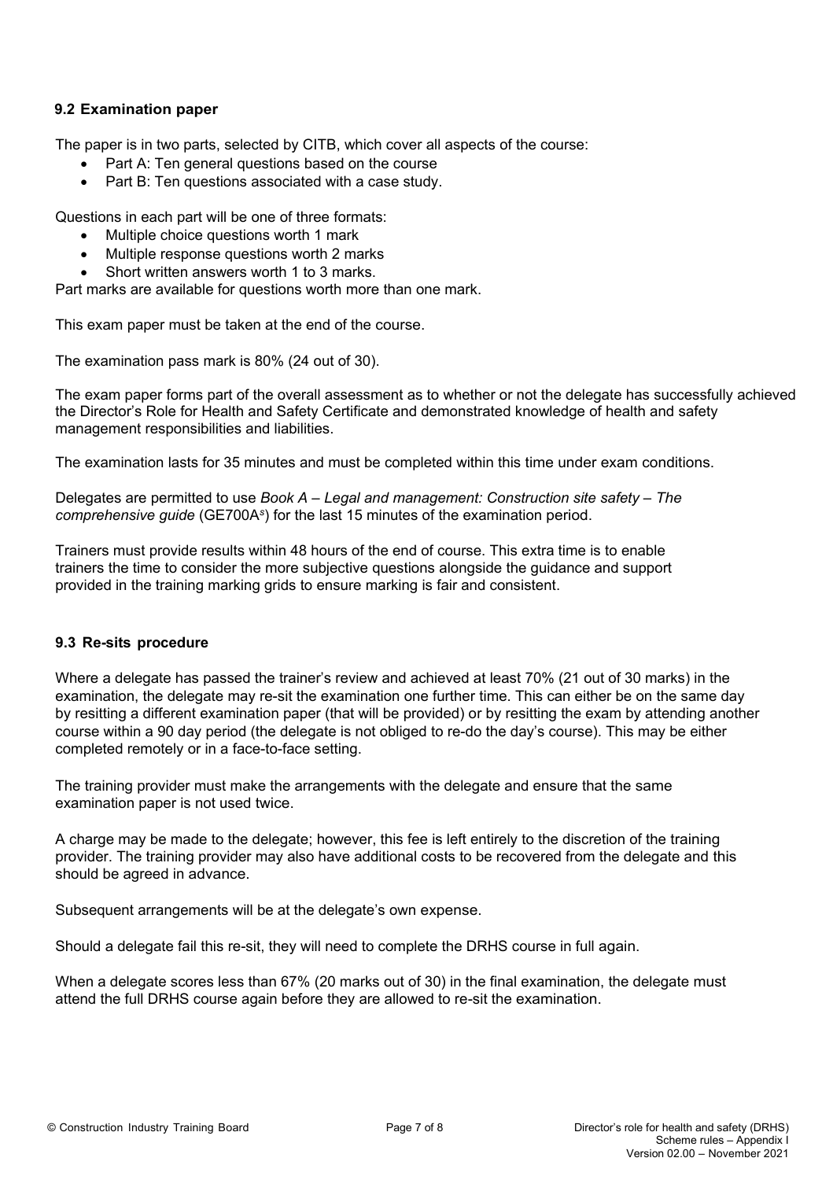### 9.2 Examination paper

The paper is in two parts, selected by CITB, which cover all aspects of the course:

- Part A: Ten general questions based on the course
- Part B: Ten questions associated with a case study.

Questions in each part will be one of three formats:

- Multiple choice questions worth 1 mark
- Multiple response questions worth 2 marks
- Short written answers worth 1 to 3 marks.

Part marks are available for questions worth more than one mark.

This exam paper must be taken at the end of the course.

The examination pass mark is 80% (24 out of 30).

The exam paper forms part of the overall assessment as to whether or not the delegate has successfully achieved the Director's Role for Health and Safety Certificate and demonstrated knowledge of health and safety management responsibilities and liabilities.

The examination lasts for 35 minutes and must be completed within this time under exam conditions.

Delegates are permitted to use *Book A – Legal and management: Construction site safety – The comprehensive guide* (GE700A*s*) for the last 15 minutes of the examination period.

Trainers must provide results within 48 hours of the end of course. This extra time is to enable trainers the time to consider the more subjective questions alongside the guidance and support provided in the training marking grids to ensure marking is fair and consistent.

### 9.3 Re-sits procedure

Where a delegate has passed the trainer's review and achieved at least 70% (21 out of 30 marks) in the examination, the delegate may re-sit the examination one further time. This can either be on the same day by resitting a different examination paper (that will be provided) or by resitting the exam by attending another course within a 90 day period (the delegate is not obliged to re-do the day's course). This may be either completed remotely or in a face-to-face setting.

The training provider must make the arrangements with the delegate and ensure that the same examination paper is not used twice.

A charge may be made to the delegate; however, this fee is left entirely to the discretion of the training provider. The training provider may also have additional costs to be recovered from the delegate and this should be agreed in advance.

Subsequent arrangements will be at the delegate's own expense.

Should a delegate fail this re-sit, they will need to complete the DRHS course in full again.

When a delegate scores less than 67% (20 marks out of 30) in the final examination, the delegate must attend the full DRHS course again before they are allowed to re-sit the examination.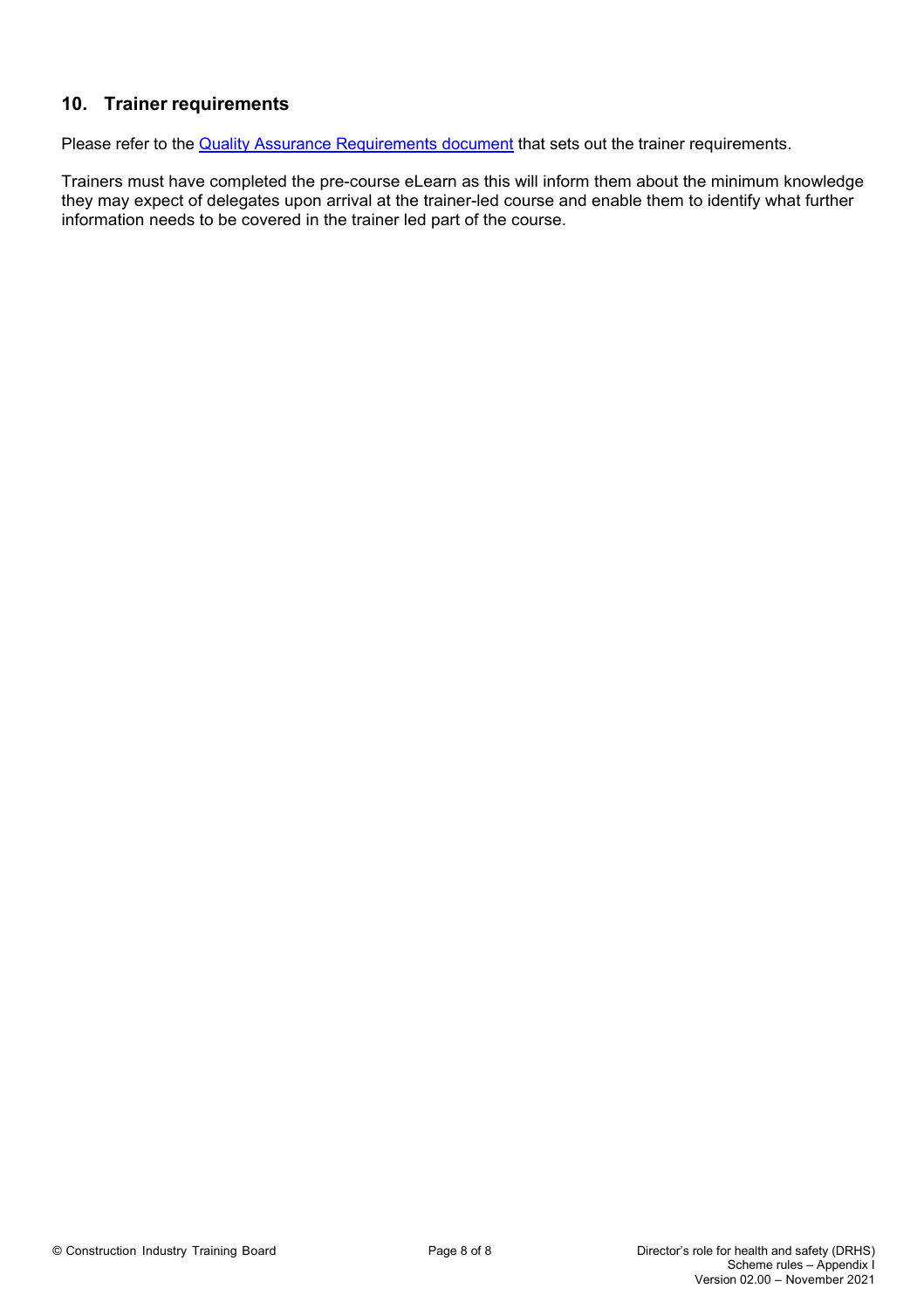## 10. Trainer requirements

Please refer to the Quality Assurance Requirements document that sets out the trainer requirements.

Trainers must have completed the pre-course eLearn as this will inform them about the minimum knowledge they may expect of delegates upon arrival at the trainer-led course and enable them to identify what further information needs to be covered in the trainer led part of the course.